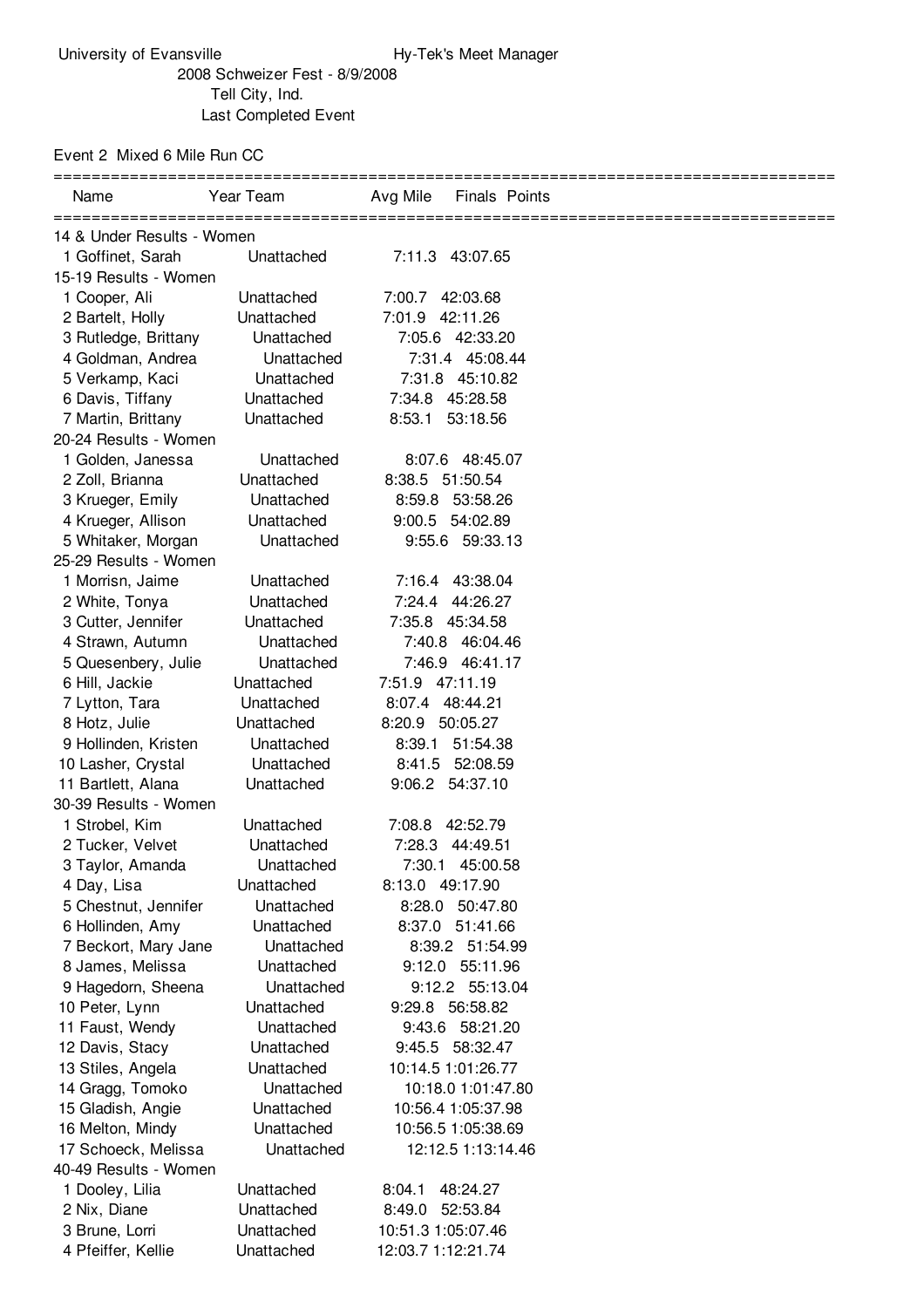University of Evansville — Hy-Tek's Meet Manager

2008 Schweizer Fest - 8/9/2008

Tell City, Ind.

Last Completed Event

## Event 2 Mixed 6 Mile Run CC

| Name | Year Team | Avg Mile | Finals | Points |
|---|---|---|---|---|
| **14 & Under Results - Women** | | | | |
| 1 Goffinet, Sarah | Unattached | 7:11.3 | 43:07.65 | |
| **15-19 Results - Women** | | | | |
| 1 Cooper, Ali | Unattached | 7:00.7 | 42:03.68 | |
| 2 Bartelt, Holly | Unattached | 7:01.9 | 42:11.26 | |
| 3 Rutledge, Brittany | Unattached | 7:05.6 | 42:33.20 | |
| 4 Goldman, Andrea | Unattached | 7:31.4 | 45:08.44 | |
| 5 Verkamp, Kaci | Unattached | 7:31.8 | 45:10.82 | |
| 6 Davis, Tiffany | Unattached | 7:34.8 | 45:28.58 | |
| 7 Martin, Brittany | Unattached | 8:53.1 | 53:18.56 | |
| **20-24 Results - Women** | | | | |
| 1 Golden, Janessa | Unattached | 8:07.6 | 48:45.07 | |
| 2 Zoll, Brianna | Unattached | 8:38.5 | 51:50.54 | |
| 3 Krueger, Emily | Unattached | 8:59.8 | 53:58.26 | |
| 4 Krueger, Allison | Unattached | 9:00.5 | 54:02.89 | |
| 5 Whitaker, Morgan | Unattached | 9:55.6 | 59:33.13 | |
| **25-29 Results - Women** | | | | |
| 1 Morrisn, Jaime | Unattached | 7:16.4 | 43:38.04 | |
| 2 White, Tonya | Unattached | 7:24.4 | 44:26.27 | |
| 3 Cutter, Jennifer | Unattached | 7:35.8 | 45:34.58 | |
| 4 Strawn, Autumn | Unattached | 7:40.8 | 46:04.46 | |
| 5 Quesenbery, Julie | Unattached | 7:46.9 | 46:41.17 | |
| 6 Hill, Jackie | Unattached | 7:51.9 | 47:11.19 | |
| 7 Lytton, Tara | Unattached | 8:07.4 | 48:44.21 | |
| 8 Hotz, Julie | Unattached | 8:20.9 | 50:05.27 | |
| 9 Hollinden, Kristen | Unattached | 8:39.1 | 51:54.38 | |
| 10 Lasher, Crystal | Unattached | 8:41.5 | 52:08.59 | |
| 11 Bartlett, Alana | Unattached | 9:06.2 | 54:37.10 | |
| **30-39 Results - Women** | | | | |
| 1 Strobel, Kim | Unattached | 7:08.8 | 42:52.79 | |
| 2 Tucker, Velvet | Unattached | 7:28.3 | 44:49.51 | |
| 3 Taylor, Amanda | Unattached | 7:30.1 | 45:00.58 | |
| 4 Day, Lisa | Unattached | 8:13.0 | 49:17.90 | |
| 5 Chestnut, Jennifer | Unattached | 8:28.0 | 50:47.80 | |
| 6 Hollinden, Amy | Unattached | 8:37.0 | 51:41.66 | |
| 7 Beckort, Mary Jane | Unattached | 8:39.2 | 51:54.99 | |
| 8 James, Melissa | Unattached | 9:12.0 | 55:11.96 | |
| 9 Hagedorn, Sheena | Unattached | 9:12.2 | 55:13.04 | |
| 10 Peter, Lynn | Unattached | 9:29.8 | 56:58.82 | |
| 11 Faust, Wendy | Unattached | 9:43.6 | 58:21.20 | |
| 12 Davis, Stacy | Unattached | 9:45.5 | 58:32.47 | |
| 13 Stiles, Angela | Unattached | 10:14.5 | 1:01:26.77 | |
| 14 Gragg, Tomoko | Unattached | 10:18.0 | 1:01:47.80 | |
| 15 Gladish, Angie | Unattached | 10:56.4 | 1:05:37.98 | |
| 16 Melton, Mindy | Unattached | 10:56.5 | 1:05:38.69 | |
| 17 Schoeck, Melissa | Unattached | 12:12.5 | 1:13:14.46 | |
| **40-49 Results - Women** | | | | |
| 1 Dooley, Lilia | Unattached | 8:04.1 | 48:24.27 | |
| 2 Nix, Diane | Unattached | 8:49.0 | 52:53.84 | |
| 3 Brune, Lorri | Unattached | 10:51.3 | 1:05:07.46 | |
| 4 Pfeiffer, Kellie | Unattached | 12:03.7 | 1:12:21.74 | |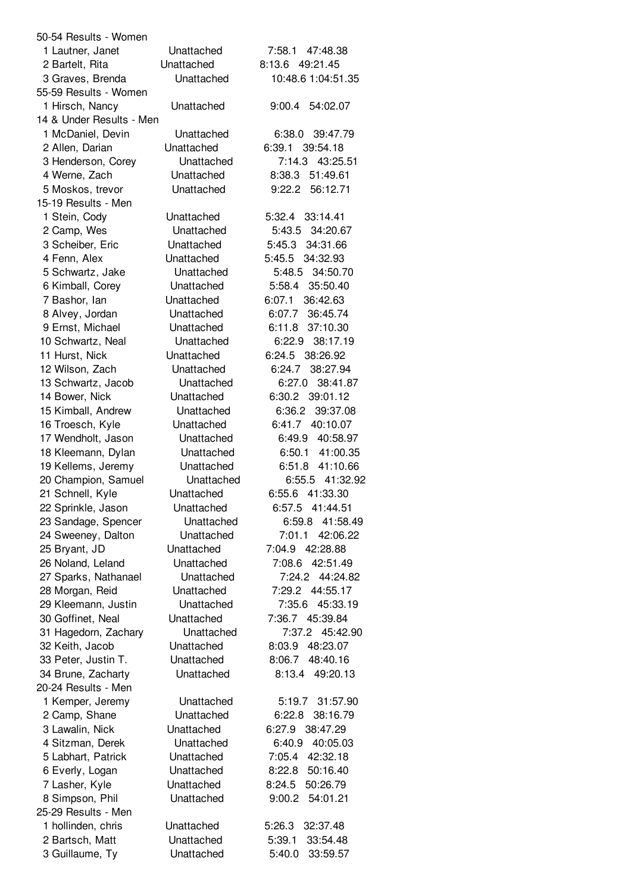50-54 Results - Women

| Place | Name | Team | Pace | Time |
|---|---|---|---|---|
| 1 | Lautner, Janet | Unattached | 7:58.1 | 47:48.38 |
| 2 | Bartelt, Rita | Unattached | 8:13.6 | 49:21.45 |
| 3 | Graves, Brenda | Unattached | 10:48.6 | 1:04:51.35 |

55-59 Results - Women

| Place | Name | Team | Pace | Time |
|---|---|---|---|---|
| 1 | Hirsch, Nancy | Unattached | 9:00.4 | 54:02.07 |

14 & Under Results - Men

| Place | Name | Team | Pace | Time |
|---|---|---|---|---|
| 1 | McDaniel, Devin | Unattached | 6:38.0 | 39:47.79 |
| 2 | Allen, Darian | Unattached | 6:39.1 | 39:54.18 |
| 3 | Henderson, Corey | Unattached | 7:14.3 | 43:25.51 |
| 4 | Werne, Zach | Unattached | 8:38.3 | 51:49.61 |
| 5 | Moskos, trevor | Unattached | 9:22.2 | 56:12.71 |

15-19 Results - Men

| Place | Name | Team | Pace | Time |
|---|---|---|---|---|
| 1 | Stein, Cody | Unattached | 5:32.4 | 33:14.41 |
| 2 | Camp, Wes | Unattached | 5:43.5 | 34:20.67 |
| 3 | Scheiber, Eric | Unattached | 5:45.3 | 34:31.66 |
| 4 | Fenn, Alex | Unattached | 5:45.5 | 34:32.93 |
| 5 | Schwartz, Jake | Unattached | 5:48.5 | 34:50.70 |
| 6 | Kimball, Corey | Unattached | 5:58.4 | 35:50.40 |
| 7 | Bashor, Ian | Unattached | 6:07.1 | 36:42.63 |
| 8 | Alvey, Jordan | Unattached | 6:07.7 | 36:45.74 |
| 9 | Ernst, Michael | Unattached | 6:11.8 | 37:10.30 |
| 10 | Schwartz, Neal | Unattached | 6:22.9 | 38:17.19 |
| 11 | Hurst, Nick | Unattached | 6:24.5 | 38:26.92 |
| 12 | Wilson, Zach | Unattached | 6:24.7 | 38:27.94 |
| 13 | Schwartz, Jacob | Unattached | 6:27.0 | 38:41.87 |
| 14 | Bower, Nick | Unattached | 6:30.2 | 39:01.12 |
| 15 | Kimball, Andrew | Unattached | 6:36.2 | 39:37.08 |
| 16 | Troesch, Kyle | Unattached | 6:41.7 | 40:10.07 |
| 17 | Wendholt, Jason | Unattached | 6:49.9 | 40:58.97 |
| 18 | Kleemann, Dylan | Unattached | 6:50.1 | 41:00.35 |
| 19 | Kellems, Jeremy | Unattached | 6:51.8 | 41:10.66 |
| 20 | Champion, Samuel | Unattached | 6:55.5 | 41:32.92 |
| 21 | Schnell, Kyle | Unattached | 6:55.6 | 41:33.30 |
| 22 | Sprinkle, Jason | Unattached | 6:57.5 | 41:44.51 |
| 23 | Sandage, Spencer | Unattached | 6:59.8 | 41:58.49 |
| 24 | Sweeney, Dalton | Unattached | 7:01.1 | 42:06.22 |
| 25 | Bryant, JD | Unattached | 7:04.9 | 42:28.88 |
| 26 | Noland, Leland | Unattached | 7:08.6 | 42:51.49 |
| 27 | Sparks, Nathanael | Unattached | 7:24.2 | 44:24.82 |
| 28 | Morgan, Reid | Unattached | 7:29.2 | 44:55.17 |
| 29 | Kleemann, Justin | Unattached | 7:35.6 | 45:33.19 |
| 30 | Goffinet, Neal | Unattached | 7:36.7 | 45:39.84 |
| 31 | Hagedorn, Zachary | Unattached | 7:37.2 | 45:42.90 |
| 32 | Keith, Jacob | Unattached | 8:03.9 | 48:23.07 |
| 33 | Peter, Justin T. | Unattached | 8:06.7 | 48:40.16 |
| 34 | Brune, Zacharty | Unattached | 8:13.4 | 49:20.13 |

20-24 Results - Men

| Place | Name | Team | Pace | Time |
|---|---|---|---|---|
| 1 | Kemper, Jeremy | Unattached | 5:19.7 | 31:57.90 |
| 2 | Camp, Shane | Unattached | 6:22.8 | 38:16.79 |
| 3 | Lawalin, Nick | Unattached | 6:27.9 | 38:47.29 |
| 4 | Sitzman, Derek | Unattached | 6:40.9 | 40:05.03 |
| 5 | Labhart, Patrick | Unattached | 7:05.4 | 42:32.18 |
| 6 | Everly, Logan | Unattached | 8:22.8 | 50:16.40 |
| 7 | Lasher, Kyle | Unattached | 8:24.5 | 50:26.79 |
| 8 | Simpson, Phil | Unattached | 9:00.2 | 54:01.21 |

25-29 Results - Men

| Place | Name | Team | Pace | Time |
|---|---|---|---|---|
| 1 | hollinden, chris | Unattached | 5:26.3 | 32:37.48 |
| 2 | Bartsch, Matt | Unattached | 5:39.1 | 33:54.48 |
| 3 | Guillaume, Ty | Unattached | 5:40.0 | 33:59.57 |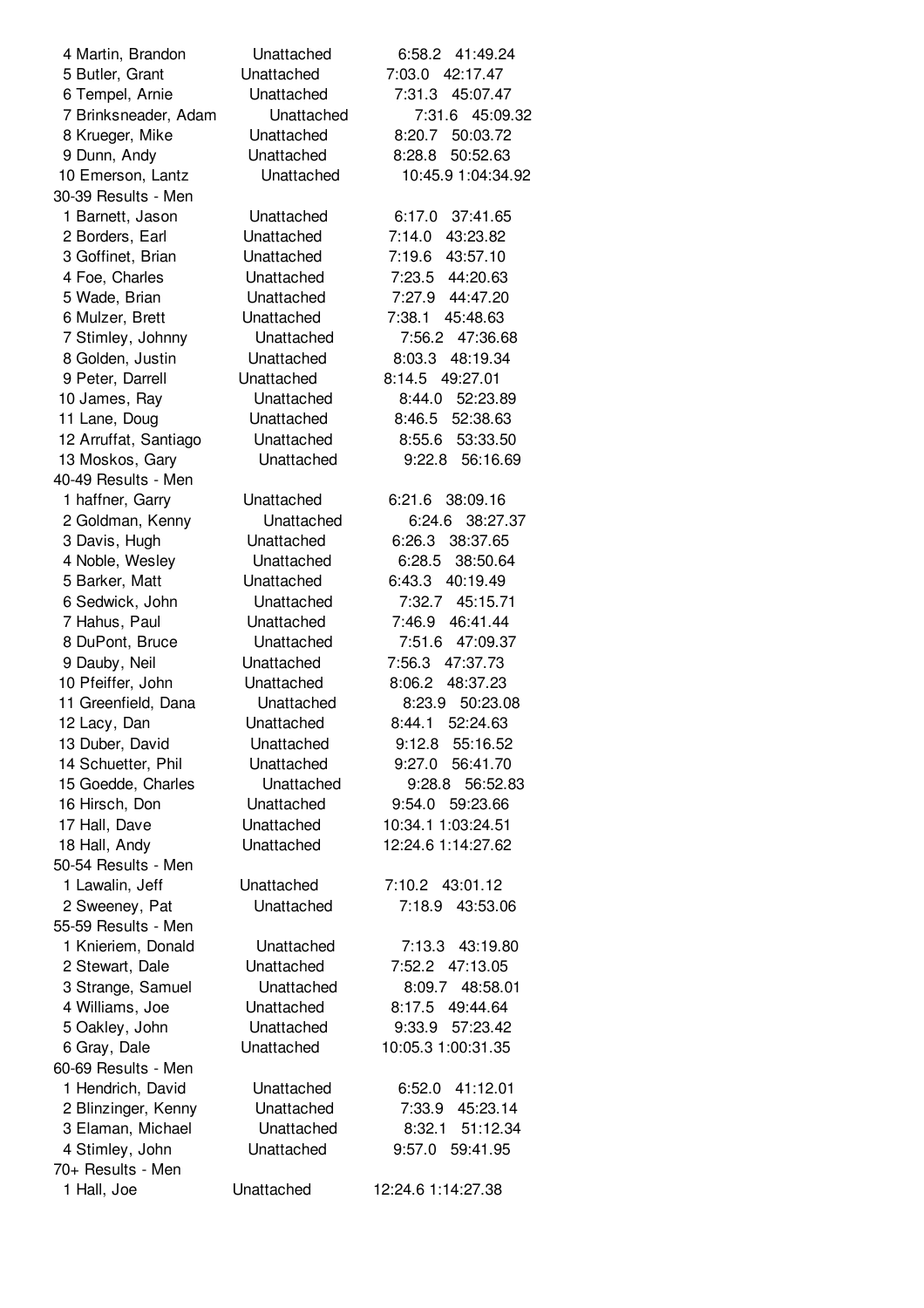| | | | | |
|---|---|---|---|---|
| 4 | Martin, Brandon | Unattached | 6:58.2 | 41:49.24 |
| 5 | Butler, Grant | Unattached | 7:03.0 | 42:17.47 |
| 6 | Tempel, Arnie | Unattached | 7:31.3 | 45:07.47 |
| 7 | Brinksneader, Adam | Unattached | 7:31.6 | 45:09.32 |
| 8 | Krueger, Mike | Unattached | 8:20.7 | 50:03.72 |
| 9 | Dunn, Andy | Unattached | 8:28.8 | 50:52.63 |
| 10 | Emerson, Lantz | Unattached | 10:45.9 | 1:04:34.92 |

30-39 Results - Men

| | | | | |
|---|---|---|---|---|
| 1 | Barnett, Jason | Unattached | 6:17.0 | 37:41.65 |
| 2 | Borders, Earl | Unattached | 7:14.0 | 43:23.82 |
| 3 | Goffinet, Brian | Unattached | 7:19.6 | 43:57.10 |
| 4 | Foe, Charles | Unattached | 7:23.5 | 44:20.63 |
| 5 | Wade, Brian | Unattached | 7:27.9 | 44:47.20 |
| 6 | Mulzer, Brett | Unattached | 7:38.1 | 45:48.63 |
| 7 | Stimley, Johnny | Unattached | 7:56.2 | 47:36.68 |
| 8 | Golden, Justin | Unattached | 8:03.3 | 48:19.34 |
| 9 | Peter, Darrell | Unattached | 8:14.5 | 49:27.01 |
| 10 | James, Ray | Unattached | 8:44.0 | 52:23.89 |
| 11 | Lane, Doug | Unattached | 8:46.5 | 52:38.63 |
| 12 | Arruffat, Santiago | Unattached | 8:55.6 | 53:33.50 |
| 13 | Moskos, Gary | Unattached | 9:22.8 | 56:16.69 |

40-49 Results - Men

| | | | | |
|---|---|---|---|---|
| 1 | haffner, Garry | Unattached | 6:21.6 | 38:09.16 |
| 2 | Goldman, Kenny | Unattached | 6:24.6 | 38:27.37 |
| 3 | Davis, Hugh | Unattached | 6:26.3 | 38:37.65 |
| 4 | Noble, Wesley | Unattached | 6:28.5 | 38:50.64 |
| 5 | Barker, Matt | Unattached | 6:43.3 | 40:19.49 |
| 6 | Sedwick, John | Unattached | 7:32.7 | 45:15.71 |
| 7 | Hahus, Paul | Unattached | 7:46.9 | 46:41.44 |
| 8 | DuPont, Bruce | Unattached | 7:51.6 | 47:09.37 |
| 9 | Dauby, Neil | Unattached | 7:56.3 | 47:37.73 |
| 10 | Pfeiffer, John | Unattached | 8:06.2 | 48:37.23 |
| 11 | Greenfield, Dana | Unattached | 8:23.9 | 50:23.08 |
| 12 | Lacy, Dan | Unattached | 8:44.1 | 52:24.63 |
| 13 | Duber, David | Unattached | 9:12.8 | 55:16.52 |
| 14 | Schuetter, Phil | Unattached | 9:27.0 | 56:41.70 |
| 15 | Goedde, Charles | Unattached | 9:28.8 | 56:52.83 |
| 16 | Hirsch, Don | Unattached | 9:54.0 | 59:23.66 |
| 17 | Hall, Dave | Unattached | 10:34.1 | 1:03:24.51 |
| 18 | Hall, Andy | Unattached | 12:24.6 | 1:14:27.62 |

50-54 Results - Men

| | | | | |
|---|---|---|---|---|
| 1 | Lawalin, Jeff | Unattached | 7:10.2 | 43:01.12 |
| 2 | Sweeney, Pat | Unattached | 7:18.9 | 43:53.06 |

55-59 Results - Men

| | | | | |
|---|---|---|---|---|
| 1 | Knieriem, Donald | Unattached | 7:13.3 | 43:19.80 |
| 2 | Stewart, Dale | Unattached | 7:52.2 | 47:13.05 |
| 3 | Strange, Samuel | Unattached | 8:09.7 | 48:58.01 |
| 4 | Williams, Joe | Unattached | 8:17.5 | 49:44.64 |
| 5 | Oakley, John | Unattached | 9:33.9 | 57:23.42 |
| 6 | Gray, Dale | Unattached | 10:05.3 | 1:00:31.35 |

60-69 Results - Men

| | | | | |
|---|---|---|---|---|
| 1 | Hendrich, David | Unattached | 6:52.0 | 41:12.01 |
| 2 | Blinzinger, Kenny | Unattached | 7:33.9 | 45:23.14 |
| 3 | Elaman, Michael | Unattached | 8:32.1 | 51:12.34 |
| 4 | Stimley, John | Unattached | 9:57.0 | 59:41.95 |

70+ Results - Men

| | | | | |
|---|---|---|---|---|
| 1 | Hall, Joe | Unattached | 12:24.6 | 1:14:27.38 |